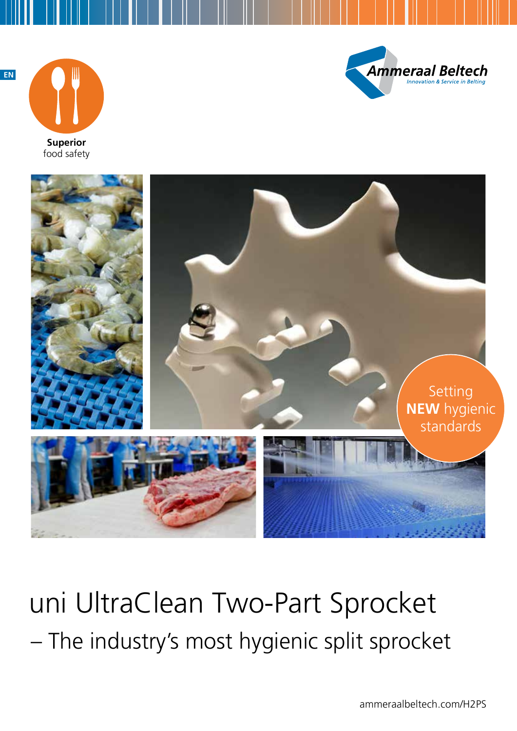EN

**Superior** food safety

Ammeraal Beltech
*Innovation & Service in Belting*

Setting **NEW** hygienic standards

# uni UltraClean Two-Part Sprocket

## – The industry's most hygienic split sprocket

ammeraalbeltech.com/H2PS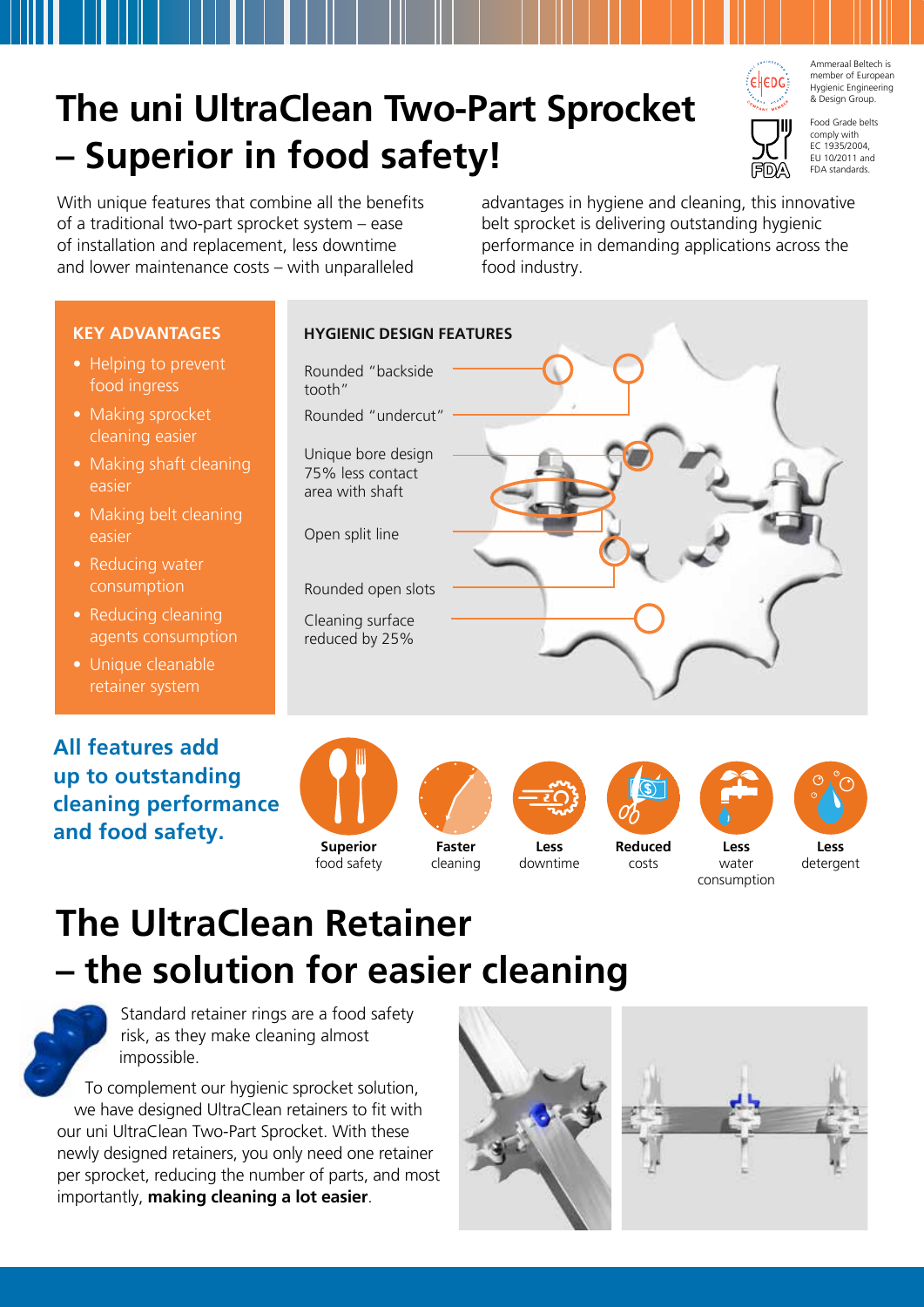# The uni UltraClean Two-Part Sprocket – Superior in food safety!

Ammeraal Beltech is member of European Hygienic Engineering & Design Group.

Food Grade belts comply with EC 1935/2004, EU 10/2011 and FDA standards.

With unique features that combine all the benefits of a traditional two-part sprocket system – ease of installation and replacement, less downtime and lower maintenance costs – with unparalleled advantages in hygiene and cleaning, this innovative belt sprocket is delivering outstanding hygienic performance in demanding applications across the food industry.

### KEY ADVANTAGES

- Helping to prevent food ingress
- Making sprocket cleaning easier
- Making shaft cleaning easier
- Making belt cleaning easier
- Reducing water consumption
- Reducing cleaning agents consumption
- Unique cleanable retainer system

### HYGIENIC DESIGN FEATURES

- Rounded "backside tooth"
- Rounded "undercut"
- Unique bore design 75% less contact area with shaft
- Open split line
- Rounded open slots
- Cleaning surface reduced by 25%

**All features add up to outstanding cleaning performance and food safety.**

**Superior** food safety

**Faster** cleaning

**Less** downtime

**Reduced** costs

**Less** water consumption

**Less** detergent

# The UltraClean Retainer – the solution for easier cleaning

Standard retainer rings are a food safety risk, as they make cleaning almost impossible.

To complement our hygienic sprocket solution, we have designed UltraClean retainers to fit with our uni UltraClean Two-Part Sprocket. With these newly designed retainers, you only need one retainer per sprocket, reducing the number of parts, and most importantly, **making cleaning a lot easier**.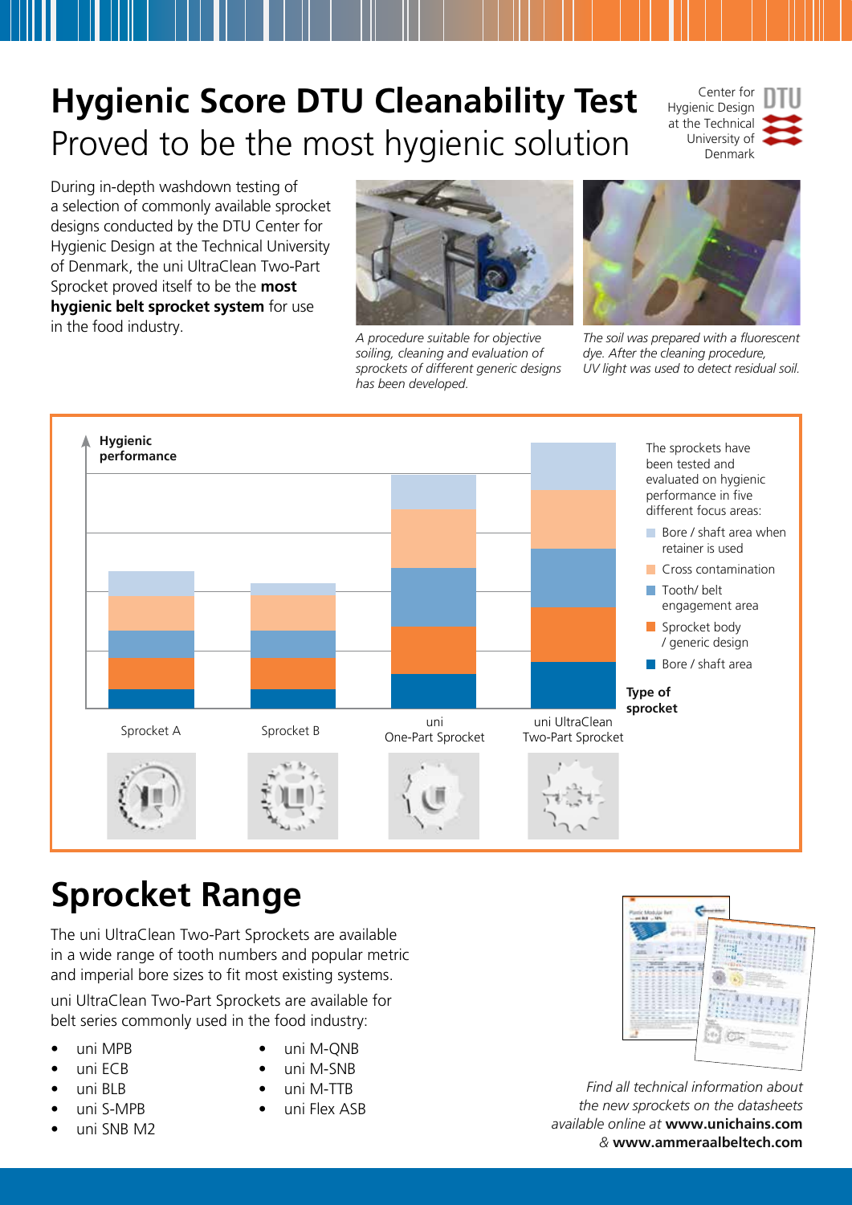# Hygienic Score DTU Cleanability Test

## Proved to be the most hygienic solution

Center for Hygienic Design at the Technical University of Denmark

During in-depth washdown testing of a selection of commonly available sprocket designs conducted by the DTU Center for Hygienic Design at the Technical University of Denmark, the uni UltraClean Two-Part Sprocket proved itself to be the **most hygienic belt sprocket system** for use in the food industry.

*A procedure suitable for objective soiling, cleaning and evaluation of sprockets of different generic designs has been developed.*

*The soil was prepared with a fluorescent dye. After the cleaning procedure, UV light was used to detect residual soil.*

**Hygienic performance**

The sprockets have been tested and evaluated on hygienic performance in five different focus areas:

- Bore / shaft area when retainer is used
- Cross contamination
- Tooth/ belt engagement area
- Sprocket body / generic design
- Bore / shaft area

**Type of sprocket**

Sprocket A | Sprocket B | uni One-Part Sprocket | uni UltraClean Two-Part Sprocket

## Sprocket Range

The uni UltraClean Two-Part Sprockets are available in a wide range of tooth numbers and popular metric and imperial bore sizes to fit most existing systems.

uni UltraClean Two-Part Sprockets are available for belt series commonly used in the food industry:

- uni MPB
- uni ECB
- uni BLB
- uni S-MPB
- uni SNB M2
- uni M-QNB
- uni M-SNB
- uni M-TTB
- uni Flex ASB

*Find all technical information about the new sprockets on the datasheets available online at* **www.unichains.com** *&* **www.ammeraalbeltech.com**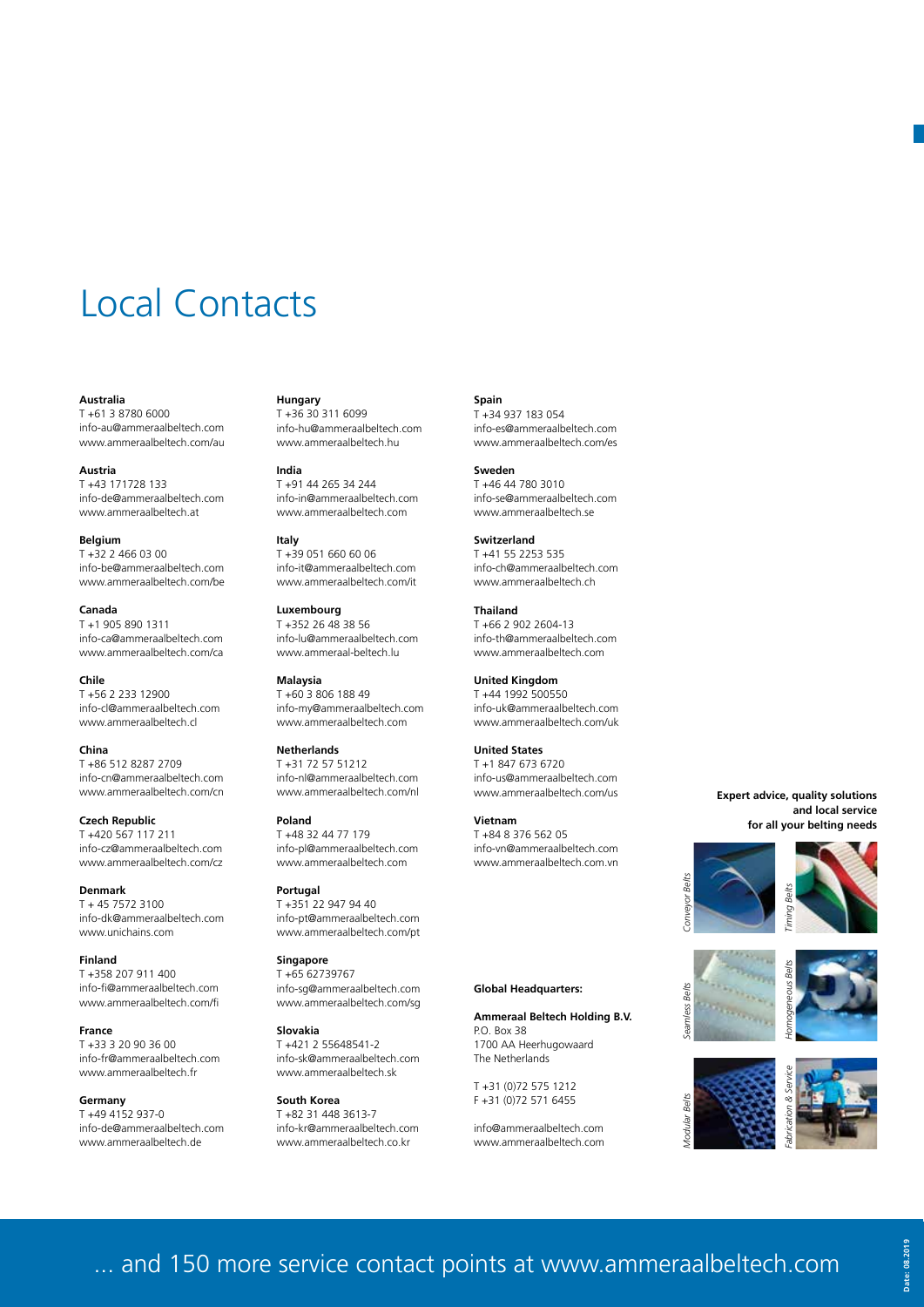# Local Contacts

**Australia**
T +61 3 8780 6000
info-au@ammeraalbeltech.com
www.ammeraalbeltech.com/au

**Austria**
T +43 171728 133
info-de@ammeraalbeltech.com
www.ammeraalbeltech.at

**Belgium**
T +32 2 466 03 00
info-be@ammeraalbeltech.com
www.ammeraalbeltech.com/be

**Canada**
T +1 905 890 1311
info-ca@ammeraalbeltech.com
www.ammeraalbeltech.com/ca

**Chile**
T +56 2 233 12900
info-cl@ammeraalbeltech.com
www.ammeraalbeltech.cl

**China**
T +86 512 8287 2709
info-cn@ammeraalbeltech.com
www.ammeraalbeltech.com/cn

**Czech Republic**
T +420 567 117 211
info-cz@ammeraalbeltech.com
www.ammeraalbeltech.com/cz

**Denmark**
T + 45 7572 3100
info-dk@ammeraalbeltech.com
www.unichains.com

**Finland**
T +358 207 911 400
info-fi@ammeraalbeltech.com
www.ammeraalbeltech.com/fi

**France**
T +33 3 20 90 36 00
info-fr@ammeraalbeltech.com
www.ammeraalbeltech.fr

**Germany**
T +49 4152 937-0
info-de@ammeraalbeltech.com
www.ammeraalbeltech.de

**Hungary**
T +36 30 311 6099
info-hu@ammeraalbeltech.com
www.ammeraalbeltech.hu

**India**
T +91 44 265 34 244
info-in@ammeraalbeltech.com
www.ammeraalbeltech.com

**Italy**
T +39 051 660 60 06
info-it@ammeraalbeltech.com
www.ammeraalbeltech.com/it

**Luxembourg**
T +352 26 48 38 56
info-lu@ammeraalbeltech.com
www.ammeraal-beltech.lu

**Malaysia**
T +60 3 806 188 49
info-my@ammeraalbeltech.com
www.ammeraalbeltech.com

**Netherlands**
T +31 72 57 51212
info-nl@ammeraalbeltech.com
www.ammeraalbeltech.com/nl

**Poland**
T +48 32 44 77 179
info-pl@ammeraalbeltech.com
www.ammeraalbeltech.com

**Portugal**
T +351 22 947 94 40
info-pt@ammeraalbeltech.com
www.ammeraalbeltech.com/pt

**Singapore**
T +65 62739767
info-sg@ammeraalbeltech.com
www.ammeraalbeltech.com/sg

**Slovakia**
T +421 2 55648541-2
info-sk@ammeraalbeltech.com
www.ammeraalbeltech.sk

**South Korea**
T +82 31 448 3613-7
info-kr@ammeraalbeltech.com
www.ammeraalbeltech.co.kr

**Spain**
T +34 937 183 054
info-es@ammeraalbeltech.com
www.ammeraalbeltech.com/es

**Sweden**
T +46 44 780 3010
info-se@ammeraalbeltech.com
www.ammeraalbeltech.se

**Switzerland**
T +41 55 2253 535
info-ch@ammeraalbeltech.com
www.ammeraalbeltech.ch

**Thailand**
T +66 2 902 2604-13
info-th@ammeraalbeltech.com
www.ammeraalbeltech.com

**United Kingdom**
T +44 1992 500550
info-uk@ammeraalbeltech.com
www.ammeraalbeltech.com/uk

**United States**
T +1 847 673 6720
info-us@ammeraalbeltech.com
www.ammeraalbeltech.com/us

**Vietnam**
T +84 8 376 562 05
info-vn@ammeraalbeltech.com
www.ammeraalbeltech.com.vn

**Global Headquarters:**

**Ammeraal Beltech Holding B.V.**
P.O. Box 38
1700 AA Heerhugowaard
The Netherlands

T +31 (0)72 575 1212
F +31 (0)72 571 6455

info@ammeraalbeltech.com
www.ammeraalbeltech.com

**Expert advice, quality solutions and local service for all your belting needs**

*Conveyor Belts*
*Timing Belts*
*Seamless Belts*
*Homogeneous Belts*
*Modular Belts*
*Fabrication & Service*

... and 150 more service contact points at www.ammeraalbeltech.com

Date: 08.2019